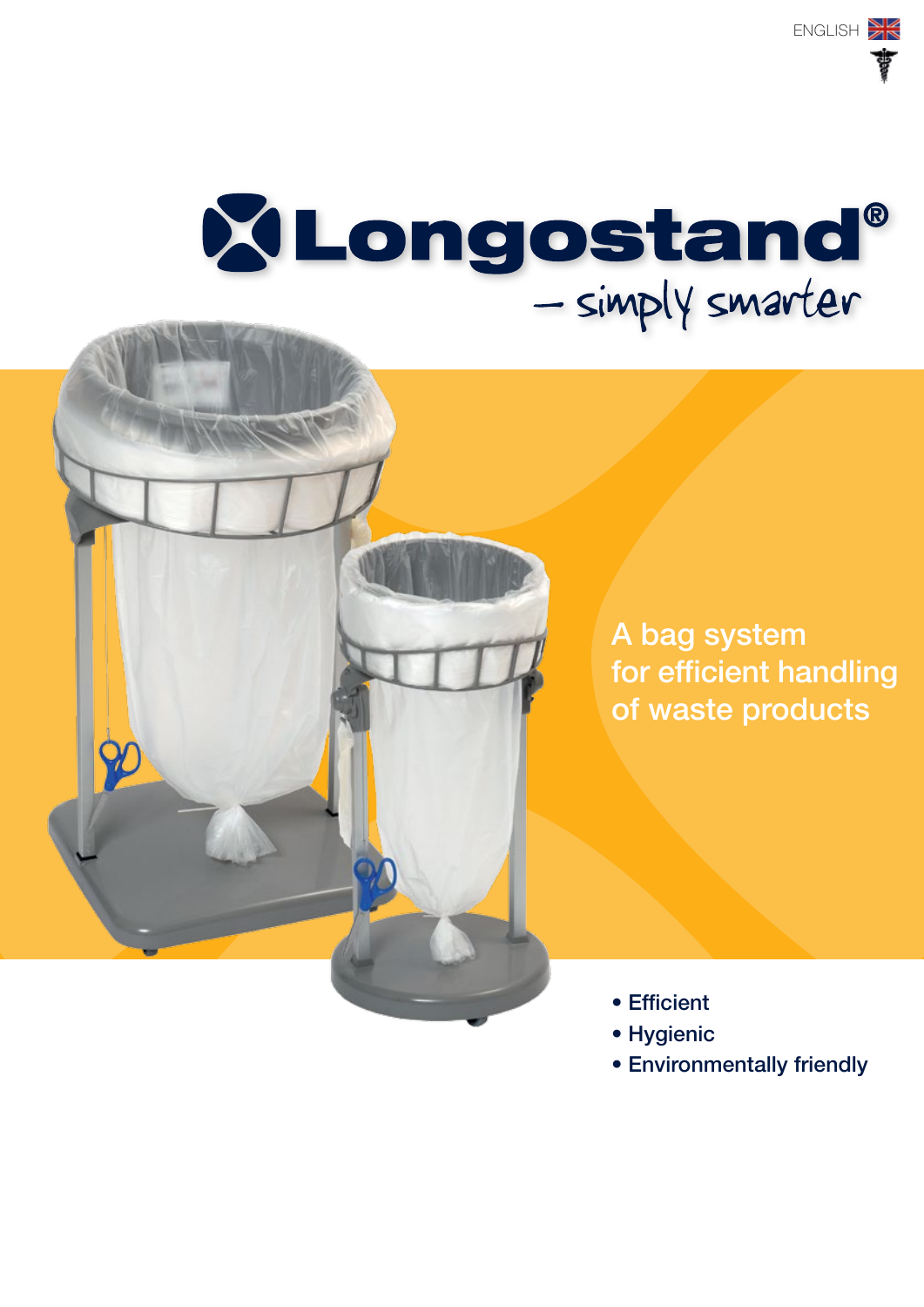ENGLISH

# Longostand®

– simply smarter

A bag system for efficient handling of waste products

- Efficient
- Hygienic
- Environmentally friendly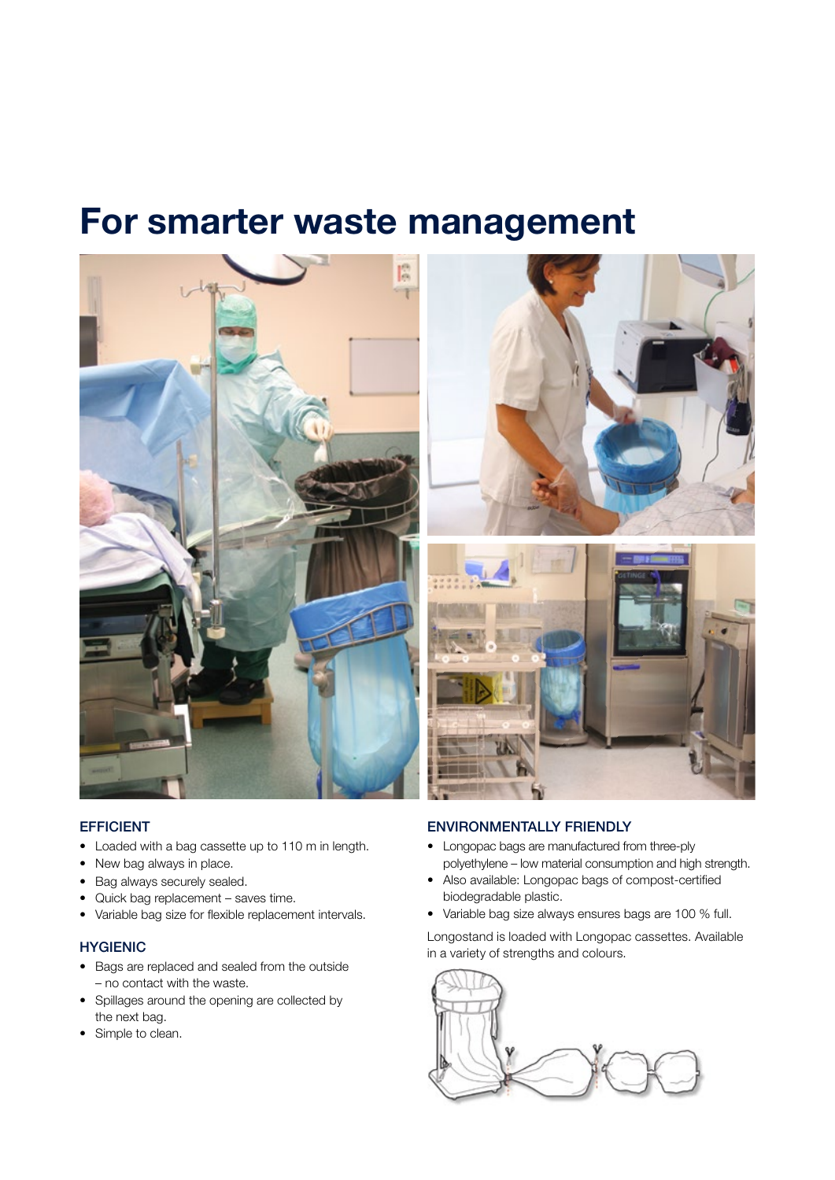# For smarter waste management

### EFFICIENT

- Loaded with a bag cassette up to 110 m in length.
- New bag always in place.
- Bag always securely sealed.
- Quick bag replacement – saves time.
- Variable bag size for flexible replacement intervals.

### HYGIENIC

- Bags are replaced and sealed from the outside – no contact with the waste.
- Spillages around the opening are collected by the next bag.
- Simple to clean.

### ENVIRONMENTALLY FRIENDLY

- Longopac bags are manufactured from three-ply polyethylene – low material consumption and high strength.
- Also available: Longopac bags of compost-certified biodegradable plastic.
- Variable bag size always ensures bags are 100 % full.

Longostand is loaded with Longopac cassettes. Available in a variety of strengths and colours.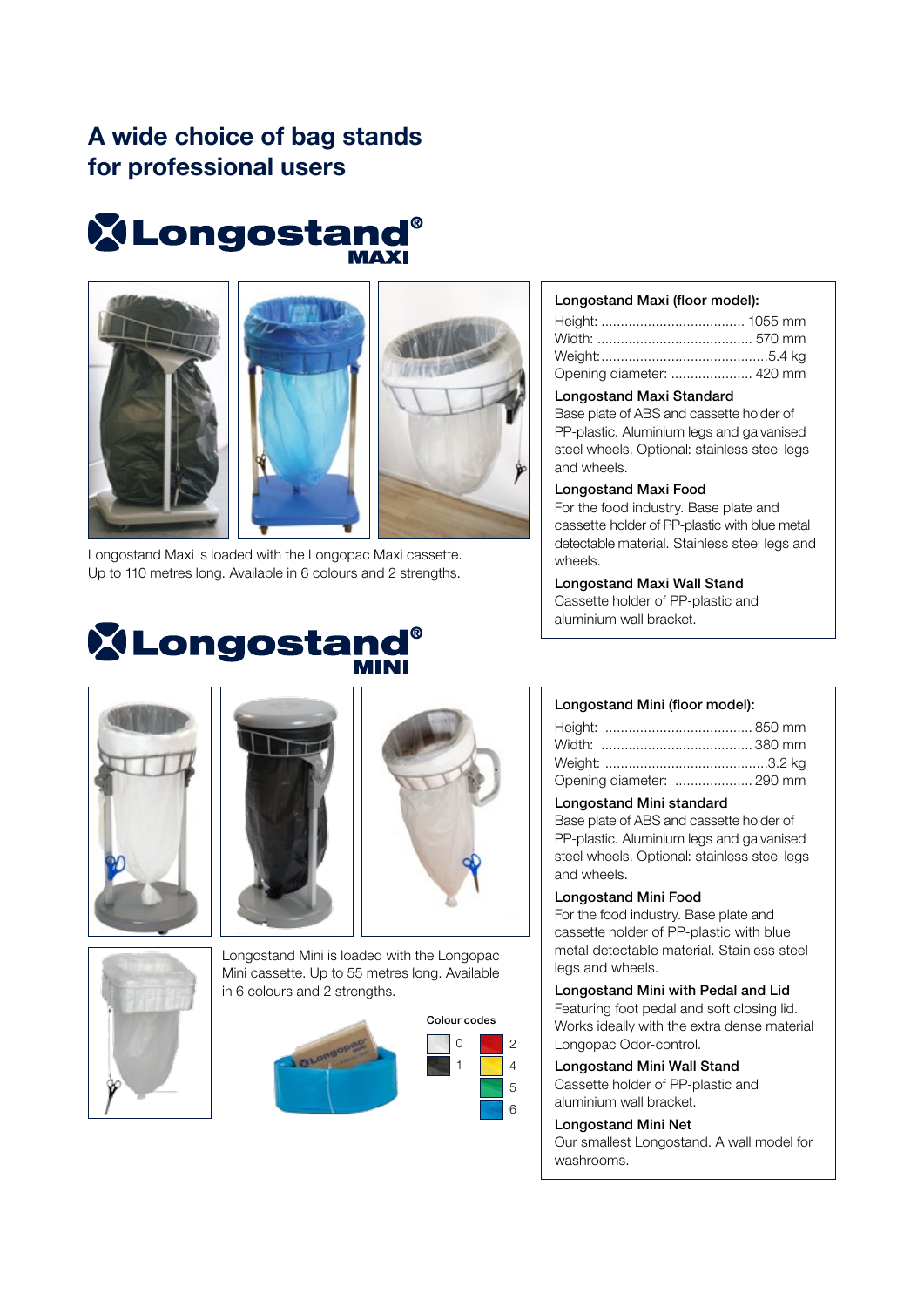# A wide choice of bag stands for professional users

## Longostand® MAXI

Longostand Maxi is loaded with the Longopac Maxi cassette. Up to 110 metres long. Available in 6 colours and 2 strengths.

**Longostand Maxi (floor model):**

Height: .................................... 1055 mm
Width: ........................................ 570 mm
Weight:...........................................5.4 kg
Opening diameter: ..................... 420 mm

**Longostand Maxi Standard**
Base plate of ABS and cassette holder of PP-plastic. Aluminium legs and galvanised steel wheels. Optional: stainless steel legs and wheels.

**Longostand Maxi Food**
For the food industry. Base plate and cassette holder of PP-plastic with blue metal detectable material. Stainless steel legs and wheels.

**Longostand Maxi Wall Stand**
Cassette holder of PP-plastic and aluminium wall bracket.

## Longostand® MINI

Longostand Mini is loaded with the Longopac Mini cassette. Up to 55 metres long. Available in 6 colours and 2 strengths.

Colour codes

0, 1, 2, 4, 5, 6

**Longostand Mini (floor model):**

Height: ..................................... 850 mm
Width: ....................................... 380 mm
Weight: ..........................................3.2 kg
Opening diameter: ................... 290 mm

**Longostand Mini standard**
Base plate of ABS and cassette holder of PP-plastic. Aluminium legs and galvanised steel wheels. Optional: stainless steel legs and wheels.

**Longostand Mini Food**
For the food industry. Base plate and cassette holder of PP-plastic with blue metal detectable material. Stainless steel legs and wheels.

**Longostand Mini with Pedal and Lid**
Featuring foot pedal and soft closing lid. Works ideally with the extra dense material Longopac Odor-control.

**Longostand Mini Wall Stand**
Cassette holder of PP-plastic and aluminium wall bracket.

**Longostand Mini Net**
Our smallest Longostand. A wall model for washrooms.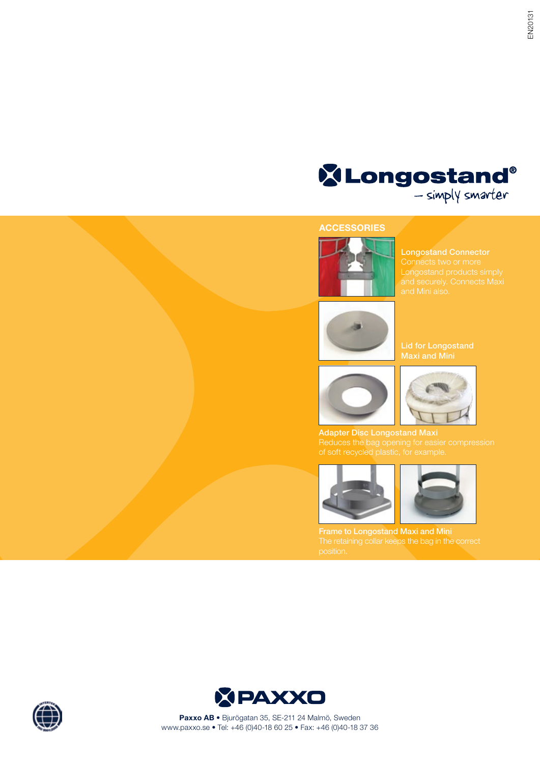EN20131

# Longostand®

– simply smarter

## ACCESSORIES

**Longostand Connector**
Connects two or more Longostand products simply and securely. Connects Maxi and Mini also.

**Lid for Longostand Maxi and Mini**

**Adapter Disc Longostand Maxi**
Reduces the bag opening for easier compression of soft recycled plastic, for example.

**Frame to Longostand Maxi and Mini**
The retaining collar keeps the bag in the correct position.

PAXXO

**Paxxo AB** • Bjurögatan 35, SE-211 24 Malmö, Sweden
www.paxxo.se • Tel: +46 (0)40-18 60 25 • Fax: +46 (0)40-18 37 36